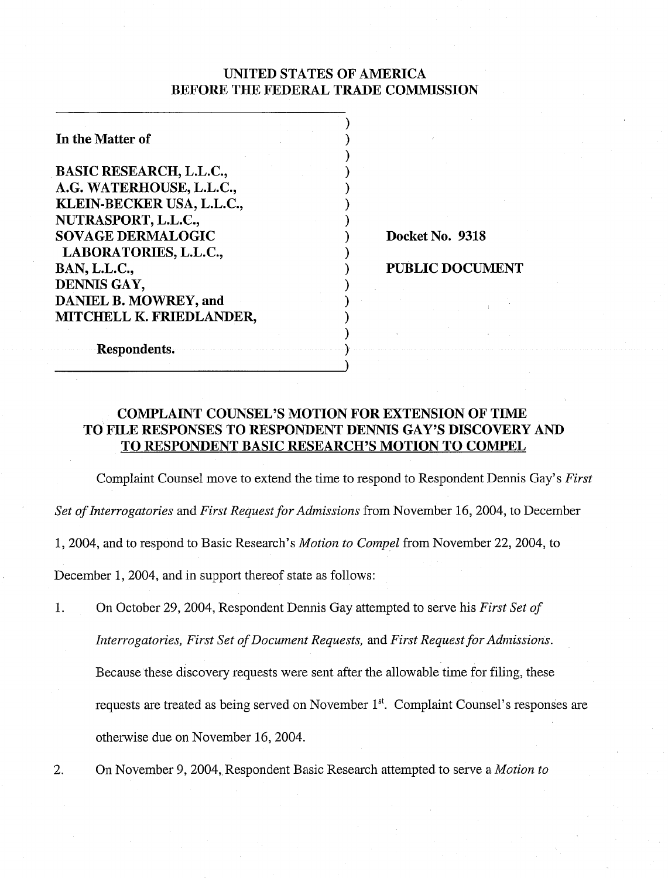UNITED STATES OF AMERICA
BEFORE THE FEDERAL TRADE COMMISSION

| | | |
|---|---|---|
| **In the Matter of** | ) | |
| | ) | |
| **BASIC RESEARCH, L.L.C.,** | ) | |
| **A.G. WATERHOUSE, L.L.C.,** | ) | |
| **KLEIN-BECKER USA, L.L.C.,** | ) | |
| **NUTRASPORT, L.L.C.,** | ) | |
| **SOVAGE DERMALOGIC** | ) | **Docket No. 9318** |
| **LABORATORIES, L.L.C.,** | ) | |
| **BAN, L.L.C.,** | ) | **PUBLIC DOCUMENT** |
| **DENNIS GAY,** | ) | |
| **DANIEL B. MOWREY, and** | ) | |
| **MITCHELL K. FRIEDLANDER,** | ) | |
| | ) | |
| **Respondents.** | ) | |

**COMPLAINT COUNSEL'S MOTION FOR EXTENSION OF TIME TO FILE RESPONSES TO RESPONDENT DENNIS GAY'S DISCOVERY AND TO RESPONDENT BASIC RESEARCH'S MOTION TO COMPEL**

Complaint Counsel move to extend the time to respond to Respondent Dennis Gay's *First Set of Interrogatories* and *First Request for Admissions* from November 16, 2004, to December 1, 2004, and to respond to Basic Research's *Motion to Compel* from November 22, 2004, to December 1, 2004, and in support thereof state as follows:

1. On October 29, 2004, Respondent Dennis Gay attempted to serve his *First Set of Interrogatories, First Set of Document Requests,* and *First Request for Admissions*. Because these discovery requests were sent after the allowable time for filing, these requests are treated as being served on November 1st. Complaint Counsel's responses are otherwise due on November 16, 2004.

2. On November 9, 2004, Respondent Basic Research attempted to serve a *Motion to*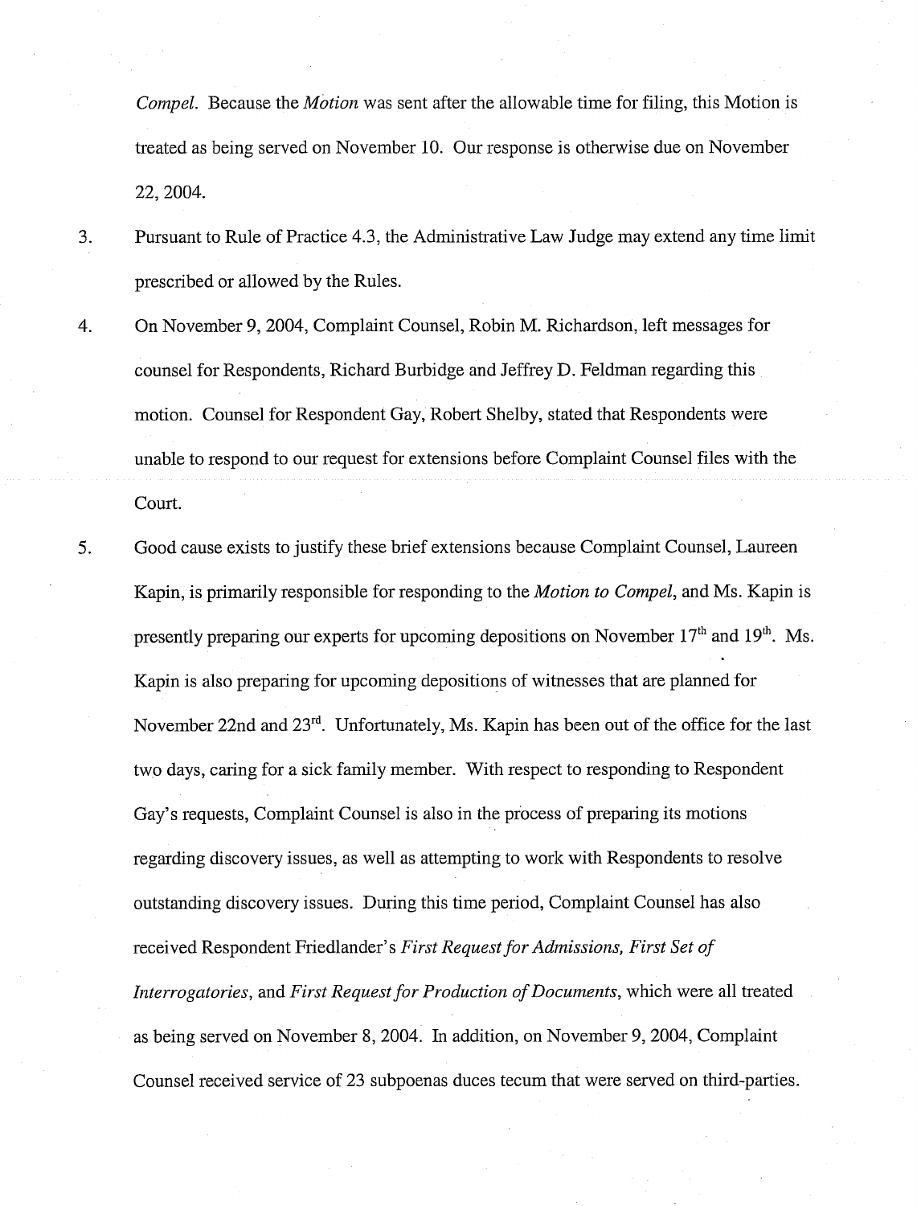*Compel*. Because the *Motion* was sent after the allowable time for filing, this Motion is treated as being served on November 10. Our response is otherwise due on November 22, 2004.

3. Pursuant to Rule of Practice 4.3, the Administrative Law Judge may extend any time limit prescribed or allowed by the Rules.

4. On November 9, 2004, Complaint Counsel, Robin M. Richardson, left messages for counsel for Respondents, Richard Burbidge and Jeffrey D. Feldman regarding this motion. Counsel for Respondent Gay, Robert Shelby, stated that Respondents were unable to respond to our request for extensions before Complaint Counsel files with the Court.

5. Good cause exists to justify these brief extensions because Complaint Counsel, Laureen Kapin, is primarily responsible for responding to the *Motion to Compel*, and Ms. Kapin is presently preparing our experts for upcoming depositions on November 17th and 19th. Ms. Kapin is also preparing for upcoming depositions of witnesses that are planned for November 22nd and 23rd. Unfortunately, Ms. Kapin has been out of the office for the last two days, caring for a sick family member. With respect to responding to Respondent Gay's requests, Complaint Counsel is also in the process of preparing its motions regarding discovery issues, as well as attempting to work with Respondents to resolve outstanding discovery issues. During this time period, Complaint Counsel has also received Respondent Friedlander's *First Request for Admissions, First Set of Interrogatories*, and *First Request for Production of Documents*, which were all treated as being served on November 8, 2004. In addition, on November 9, 2004, Complaint Counsel received service of 23 subpoenas duces tecum that were served on third-parties.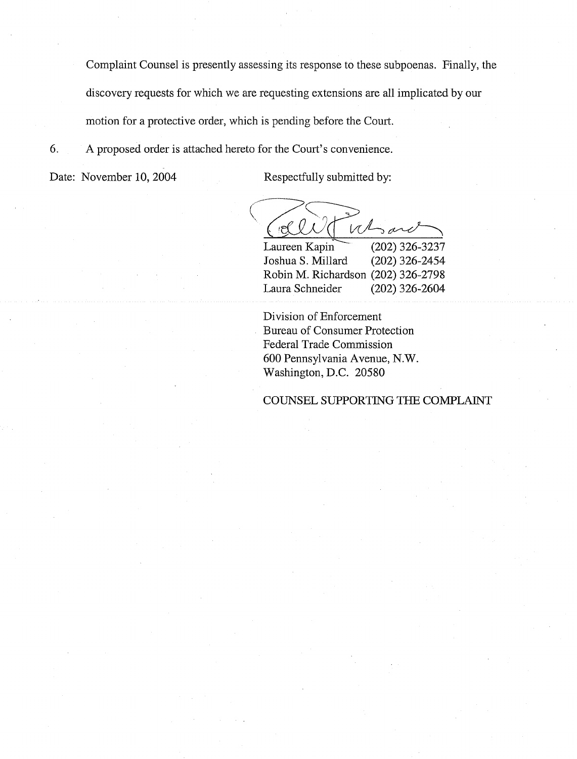Complaint Counsel is presently assessing its response to these subpoenas. Finally, the discovery requests for which we are requesting extensions are all implicated by our motion for a protective order, which is pending before the Court.

6. A proposed order is attached hereto for the Court's convenience.

Date: November 10, 2004

Respectfully submitted by:

Laureen Kapin (202) 326-3237
Joshua S. Millard (202) 326-2454
Robin M. Richardson (202) 326-2798
Laura Schneider (202) 326-2604

Division of Enforcement
Bureau of Consumer Protection
Federal Trade Commission
600 Pennsylvania Avenue, N.W.
Washington, D.C. 20580

COUNSEL SUPPORTING THE COMPLAINT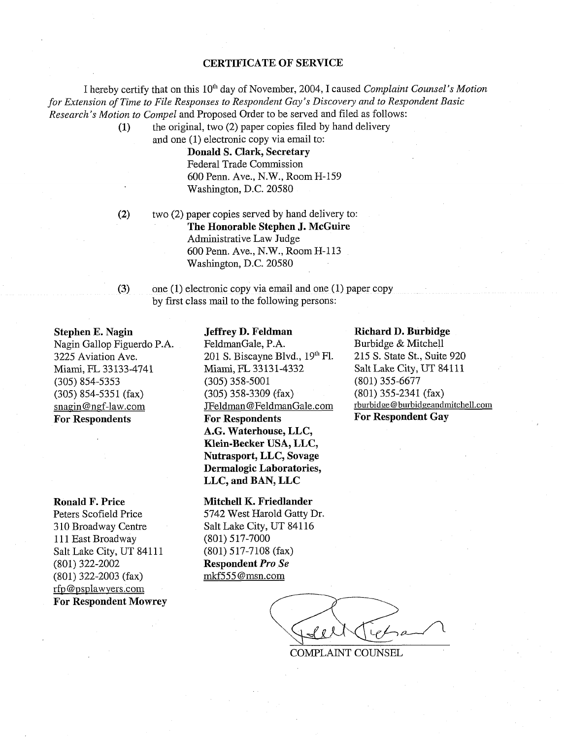## CERTIFICATE OF SERVICE

I hereby certify that on this 10th day of November, 2004, I caused *Complaint Counsel's Motion for Extension of Time to File Responses to Respondent Gay's Discovery and to Respondent Basic Research's Motion to Compel* and Proposed Order to be served and filed as follows:

(1) the original, two (2) paper copies filed by hand delivery and one (1) electronic copy via email to:

**Donald S. Clark, Secretary**
Federal Trade Commission
600 Penn. Ave., N.W., Room H-159
Washington, D.C. 20580

(2) two (2) paper copies served by hand delivery to:

**The Honorable Stephen J. McGuire**
Administrative Law Judge
600 Penn. Ave., N.W., Room H-113
Washington, D.C. 20580

(3) one (1) electronic copy via email and one (1) paper copy by first class mail to the following persons:

**Stephen E. Nagin**
Nagin Gallop Figuerdo P.A.
3225 Aviation Ave.
Miami, FL 33133-4741
(305) 854-5353
(305) 854-5351 (fax)
snagin@ngf-law.com
**For Respondents**

**Jeffrey D. Feldman**
FeldmanGale, P.A.
201 S. Biscayne Blvd., 19th Fl.
Miami, FL 33131-4332
(305) 358-5001
(305) 358-3309 (fax)
JFeldman@FeldmanGale.com
**For Respondents A.G. Waterhouse, LLC, Klein-Becker USA, LLC, Nutrasport, LLC, Sovage Dermalogic Laboratories, LLC, and BAN, LLC**

**Richard D. Burbidge**
Burbidge & Mitchell
215 S. State St., Suite 920
Salt Lake City, UT 84111
(801) 355-6677
(801) 355-2341 (fax)
rburbidge@burbidgeandmitchell.com
**For Respondent Gay**

**Ronald F. Price**
Peters Scofield Price
310 Broadway Centre
111 East Broadway
Salt Lake City, UT 84111
(801) 322-2002
(801) 322-2003 (fax)
rfp@psplawyers.com
**For Respondent Mowrey**

**Mitchell K. Friedlander**
5742 West Harold Gatty Dr.
Salt Lake City, UT 84116
(801) 517-7000
(801) 517-7108 (fax)
**Respondent *Pro Se***
mkf555@msn.com

COMPLAINT COUNSEL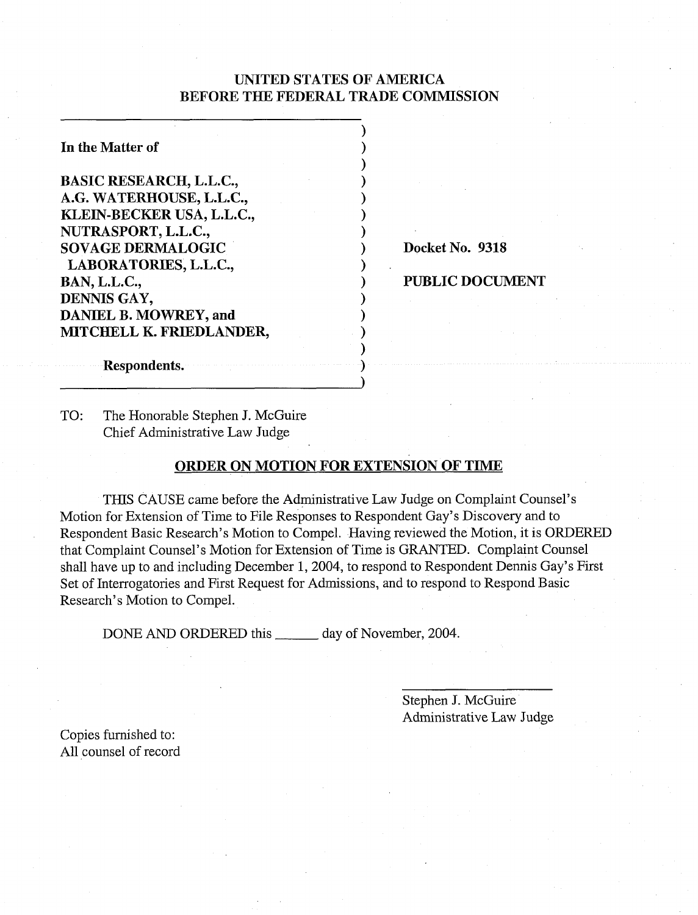# UNITED STATES OF AMERICA
# BEFORE THE FEDERAL TRADE COMMISSION

| | |
|---|---|
| **In the Matter of**<br><br>**BASIC RESEARCH, L.L.C.,**<br>**A.G. WATERHOUSE, L.L.C.,**<br>**KLEIN-BECKER USA, L.L.C.,**<br>**NUTRASPORT, L.L.C.,**<br>**SOVAGE DERMALOGIC LABORATORIES, L.L.C.,**<br>**BAN, L.L.C.,**<br>**DENNIS GAY,**<br>**DANIEL B. MOWREY, and**<br>**MITCHELL K. FRIEDLANDER,**<br><br>**Respondents.** | **Docket No. 9318**<br><br>**PUBLIC DOCUMENT** |

TO: The Honorable Stephen J. McGuire
Chief Administrative Law Judge

## ORDER ON MOTION FOR EXTENSION OF TIME

THIS CAUSE came before the Administrative Law Judge on Complaint Counsel's Motion for Extension of Time to File Responses to Respondent Gay's Discovery and to Respondent Basic Research's Motion to Compel. Having reviewed the Motion, it is ORDERED that Complaint Counsel's Motion for Extension of Time is GRANTED. Complaint Counsel shall have up to and including December 1, 2004, to respond to Respondent Dennis Gay's First Set of Interrogatories and First Request for Admissions, and to respond to Respond Basic Research's Motion to Compel.

DONE AND ORDERED this ______ day of November, 2004.

Stephen J. McGuire
Administrative Law Judge

Copies furnished to:
All counsel of record